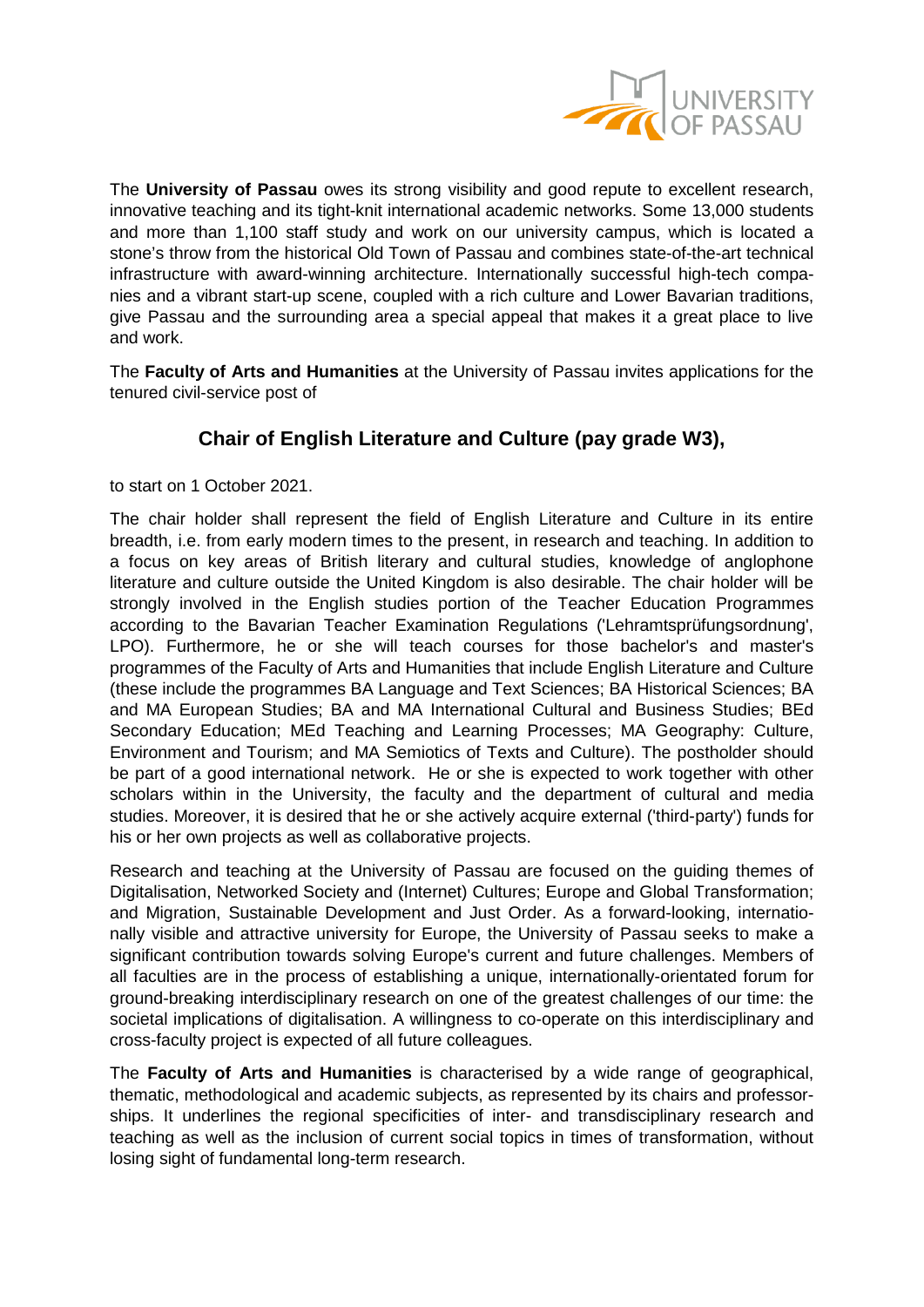The **University of Passau** owes its strong visibility and good repute to excellent research, innovative teaching and its tight-knit international academic networks. Some 13,000 students and more than 1,100 staff study and work on our university campus, which is located a stone's throw from the historical Old Town of Passau and combines state-of-the-art technical infrastructure with award-winning architecture. Internationally successful high-tech companies and a vibrant start-up scene, coupled with a rich culture and Lower Bavarian traditions, give Passau and the surrounding area a special appeal that makes it a great place to live and work.

The **Faculty of Arts and Humanities** at the University of Passau invites applications for the tenured civil-service post of

## Chair of English Literature and Culture (pay grade W3),

to start on 1 October 2021.

The chair holder shall represent the field of English Literature and Culture in its entire breadth, i.e. from early modern times to the present, in research and teaching. In addition to a focus on key areas of British literary and cultural studies, knowledge of anglophone literature and culture outside the United Kingdom is also desirable. The chair holder will be strongly involved in the English studies portion of the Teacher Education Programmes according to the Bavarian Teacher Examination Regulations ('Lehramtsprüfungsordnung', LPO). Furthermore, he or she will teach courses for those bachelor's and master's programmes of the Faculty of Arts and Humanities that include English Literature and Culture (these include the programmes BA Language and Text Sciences; BA Historical Sciences; BA and MA European Studies; BA and MA International Cultural and Business Studies; BEd Secondary Education; MEd Teaching and Learning Processes; MA Geography: Culture, Environment and Tourism; and MA Semiotics of Texts and Culture). The postholder should be part of a good international network. He or she is expected to work together with other scholars within in the University, the faculty and the department of cultural and media studies. Moreover, it is desired that he or she actively acquire external ('third-party') funds for his or her own projects as well as collaborative projects.

Research and teaching at the University of Passau are focused on the guiding themes of Digitalisation, Networked Society and (Internet) Cultures; Europe and Global Transformation; and Migration, Sustainable Development and Just Order. As a forward-looking, internationally visible and attractive university for Europe, the University of Passau seeks to make a significant contribution towards solving Europe's current and future challenges. Members of all faculties are in the process of establishing a unique, internationally-orientated forum for ground-breaking interdisciplinary research on one of the greatest challenges of our time: the societal implications of digitalisation. A willingness to co-operate on this interdisciplinary and cross-faculty project is expected of all future colleagues.

The **Faculty of Arts and Humanities** is characterised by a wide range of geographical, thematic, methodological and academic subjects, as represented by its chairs and professorships. It underlines the regional specificities of inter- and transdisciplinary research and teaching as well as the inclusion of current social topics in times of transformation, without losing sight of fundamental long-term research.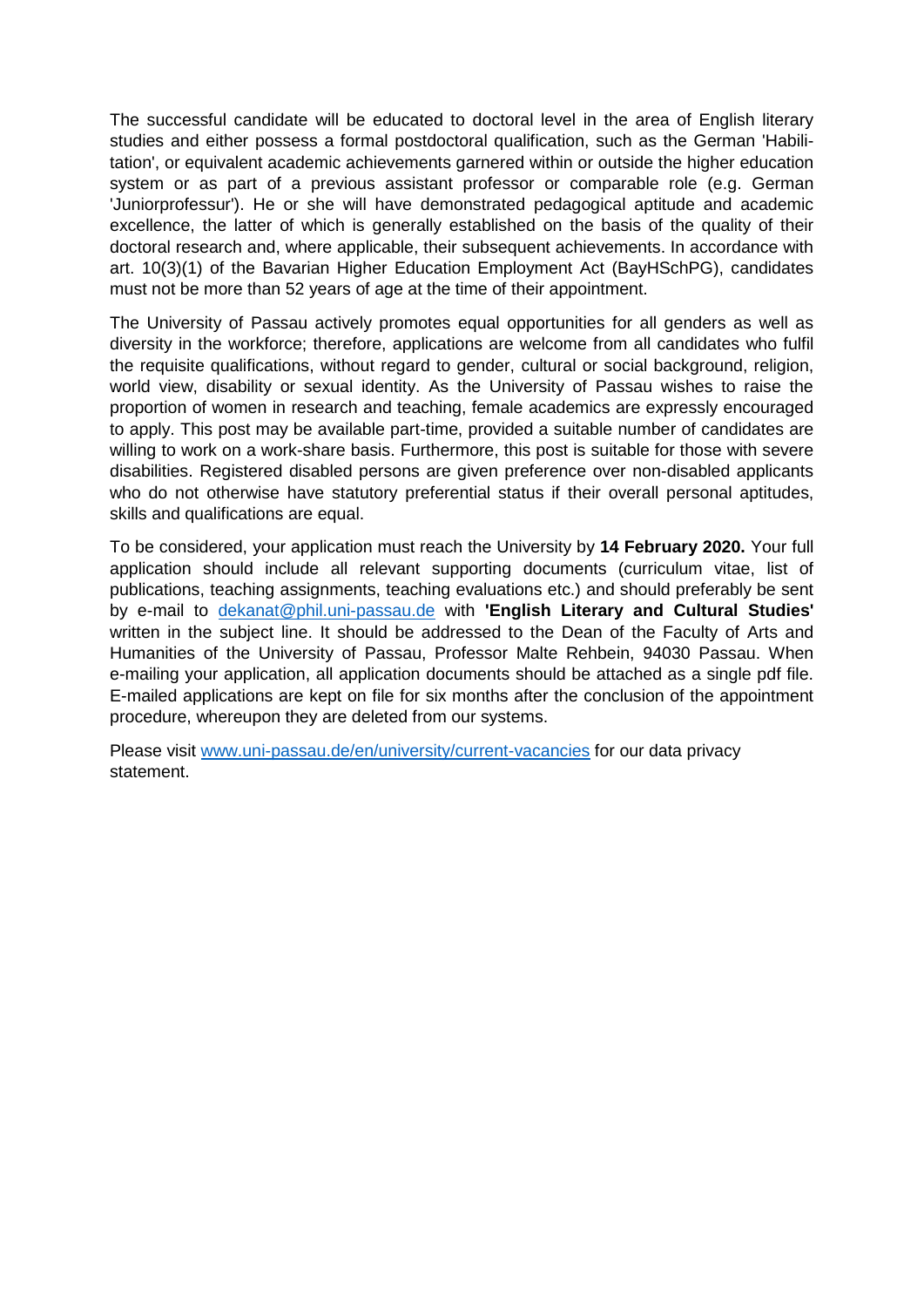The successful candidate will be educated to doctoral level in the area of English literary studies and either possess a formal postdoctoral qualification, such as the German 'Habilitation', or equivalent academic achievements garnered within or outside the higher education system or as part of a previous assistant professor or comparable role (e.g. German 'Juniorprofessur'). He or she will have demonstrated pedagogical aptitude and academic excellence, the latter of which is generally established on the basis of the quality of their doctoral research and, where applicable, their subsequent achievements. In accordance with art. 10(3)(1) of the Bavarian Higher Education Employment Act (BayHSchPG), candidates must not be more than 52 years of age at the time of their appointment.

The University of Passau actively promotes equal opportunities for all genders as well as diversity in the workforce; therefore, applications are welcome from all candidates who fulfil the requisite qualifications, without regard to gender, cultural or social background, religion, world view, disability or sexual identity. As the University of Passau wishes to raise the proportion of women in research and teaching, female academics are expressly encouraged to apply. This post may be available part-time, provided a suitable number of candidates are willing to work on a work-share basis. Furthermore, this post is suitable for those with severe disabilities. Registered disabled persons are given preference over non-disabled applicants who do not otherwise have statutory preferential status if their overall personal aptitudes, skills and qualifications are equal.

To be considered, your application must reach the University by **14 February 2020.** Your full application should include all relevant supporting documents (curriculum vitae, list of publications, teaching assignments, teaching evaluations etc.) and should preferably be sent by e-mail to [dekanat@phil.uni-passau.de](mailto:dekanat@phil.uni-passau.de) with **'English Literary and Cultural Studies'** written in the subject line. It should be addressed to the Dean of the Faculty of Arts and Humanities of the University of Passau, Professor Malte Rehbein, 94030 Passau. When e-mailing your application, all application documents should be attached as a single pdf file. E-mailed applications are kept on file for six months after the conclusion of the appointment procedure, whereupon they are deleted from our systems.

Please visit [www.uni-passau.de/en/university/current-vacancies](http://www.uni-passau.de/en/university/current-vacancies) for our data privacy statement.